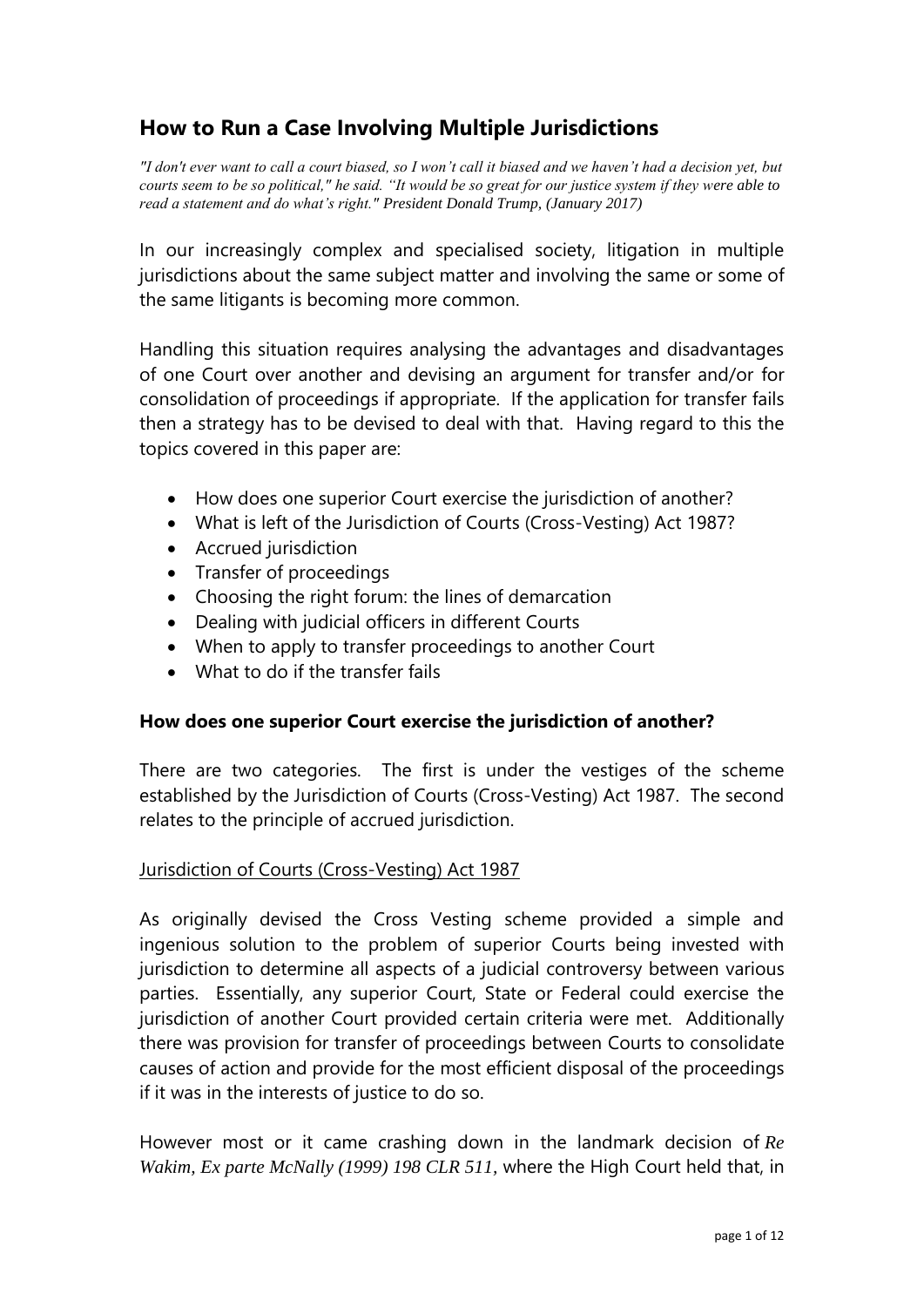# How to Run a Case Involving Multiple Jurisdictions

*"I don't ever want to call a court biased, so I won't call it biased and we haven't had a decision yet, but courts seem to be so political," he said. "It would be so great for our justice system if they were able to read a statement and do what's right." President Donald Trump, (January 2017)*

In our increasingly complex and specialised society, litigation in multiple jurisdictions about the same subject matter and involving the same or some of the same litigants is becoming more common.

Handling this situation requires analysing the advantages and disadvantages of one Court over another and devising an argument for transfer and/or for consolidation of proceedings if appropriate. If the application for transfer fails then a strategy has to be devised to deal with that. Having regard to this the topics covered in this paper are:

- How does one superior Court exercise the jurisdiction of another?
- What is left of the Jurisdiction of Courts (Cross-Vesting) Act 1987?
- Accrued jurisdiction
- Transfer of proceedings
- Choosing the right forum: the lines of demarcation
- Dealing with judicial officers in different Courts
- When to apply to transfer proceedings to another Court
- What to do if the transfer fails

### How does one superior Court exercise the jurisdiction of another?

There are two categories. The first is under the vestiges of the scheme established by the Jurisdiction of Courts (Cross-Vesting) Act 1987. The second relates to the principle of accrued jurisdiction.

<u>Jurisdiction of Courts (Cross-Vesting) Act 1987</u>

As originally devised the Cross Vesting scheme provided a simple and ingenious solution to the problem of superior Courts being invested with jurisdiction to determine all aspects of a judicial controversy between various parties. Essentially, any superior Court, State or Federal could exercise the jurisdiction of another Court provided certain criteria were met. Additionally there was provision for transfer of proceedings between Courts to consolidate causes of action and provide for the most efficient disposal of the proceedings if it was in the interests of justice to do so.

However most or it came crashing down in the landmark decision of *Re Wakim, Ex parte McNally (1999) 198 CLR 511*, where the High Court held that, in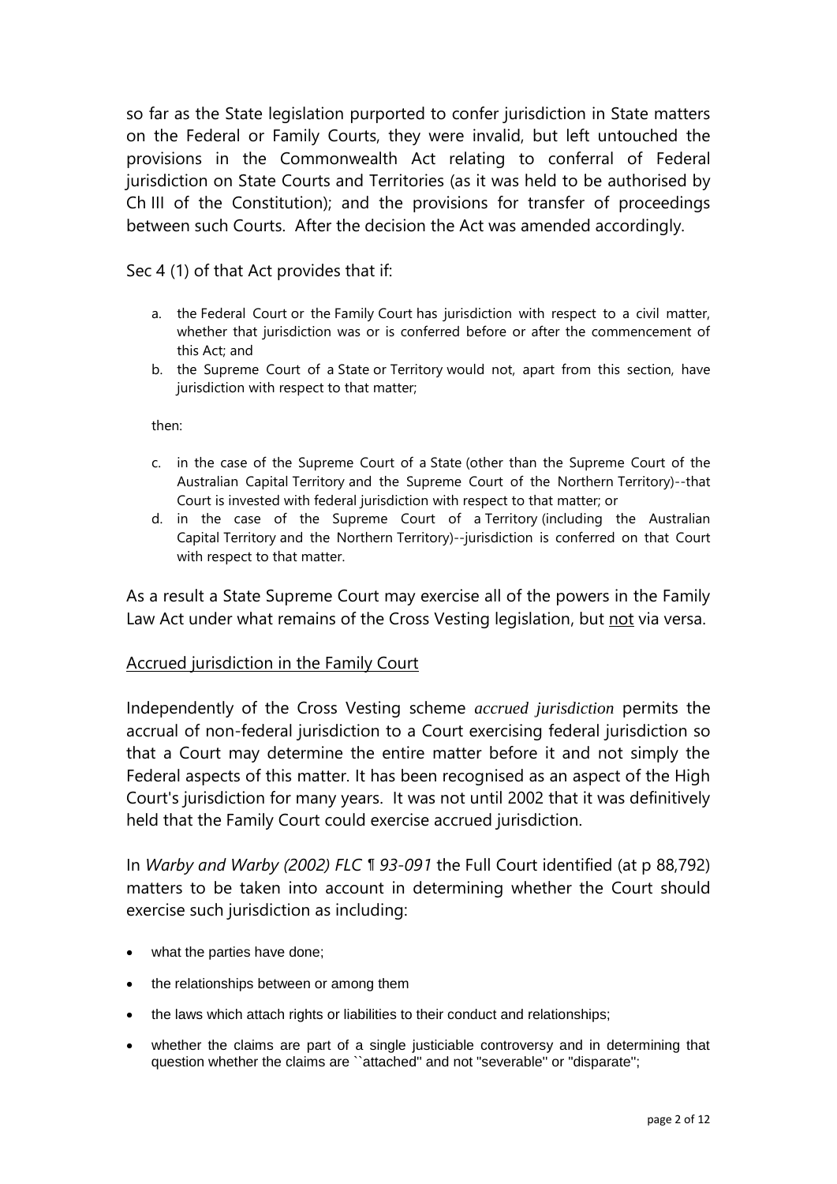so far as the State legislation purported to confer jurisdiction in State matters on the Federal or Family Courts, they were invalid, but left untouched the provisions in the Commonwealth Act relating to conferral of Federal jurisdiction on State Courts and Territories (as it was held to be authorised by Ch III of the Constitution); and the provisions for transfer of proceedings between such Courts. After the decision the Act was amended accordingly.

Sec 4 (1) of that Act provides that if:

a. the Federal Court or the Family Court has jurisdiction with respect to a civil matter, whether that jurisdiction was or is conferred before or after the commencement of this Act; and
b. the Supreme Court of a State or Territory would not, apart from this section, have jurisdiction with respect to that matter;

then:

c. in the case of the Supreme Court of a State (other than the Supreme Court of the Australian Capital Territory and the Supreme Court of the Northern Territory)--that Court is invested with federal jurisdiction with respect to that matter; or
d. in the case of the Supreme Court of a Territory (including the Australian Capital Territory and the Northern Territory)--jurisdiction is conferred on that Court with respect to that matter.

As a result a State Supreme Court may exercise all of the powers in the Family Law Act under what remains of the Cross Vesting legislation, but <u>not</u> via versa.

<u>Accrued jurisdiction in the Family Court</u>

Independently of the Cross Vesting scheme *accrued jurisdiction* permits the accrual of non-federal jurisdiction to a Court exercising federal jurisdiction so that a Court may determine the entire matter before it and not simply the Federal aspects of this matter. It has been recognised as an aspect of the High Court's jurisdiction for many years. It was not until 2002 that it was definitively held that the Family Court could exercise accrued jurisdiction.

In *Warby and Warby (2002) FLC ¶ 93-091* the Full Court identified (at p 88,792) matters to be taken into account in determining whether the Court should exercise such jurisdiction as including:

- what the parties have done;
- the relationships between or among them
- the laws which attach rights or liabilities to their conduct and relationships;
- whether the claims are part of a single justiciable controversy and in determining that question whether the claims are ``attached'' and not "severable'' or "disparate'';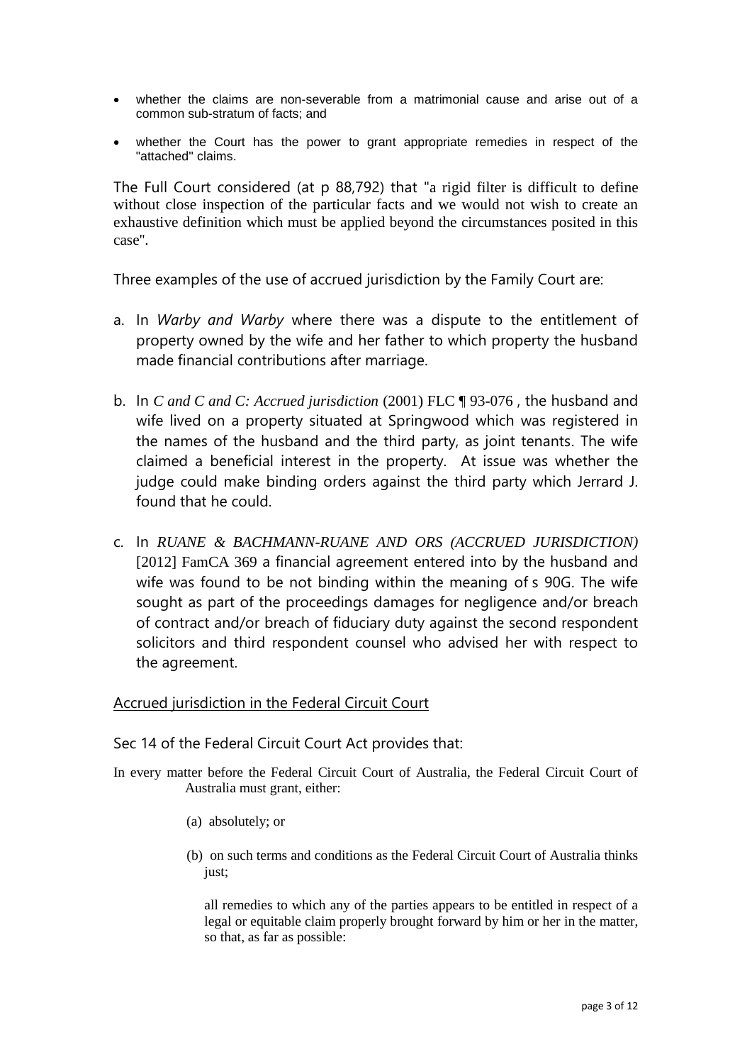- whether the claims are non-severable from a matrimonial cause and arise out of a common sub-stratum of facts; and
- whether the Court has the power to grant appropriate remedies in respect of the "attached" claims.

The Full Court considered (at p 88,792) that "a rigid filter is difficult to define without close inspection of the particular facts and we would not wish to create an exhaustive definition which must be applied beyond the circumstances posited in this case".

Three examples of the use of accrued jurisdiction by the Family Court are:

a. In *Warby and Warby* where there was a dispute to the entitlement of property owned by the wife and her father to which property the husband made financial contributions after marriage.

b. In *C and C and C: Accrued jurisdiction* (2001) FLC ¶ 93-076 , the husband and wife lived on a property situated at Springwood which was registered in the names of the husband and the third party, as joint tenants. The wife claimed a beneficial interest in the property. At issue was whether the judge could make binding orders against the third party which Jerrard J. found that he could.

c. In *RUANE & BACHMANN-RUANE AND ORS (ACCRUED JURISDICTION)* [2012] FamCA 369 a financial agreement entered into by the husband and wife was found to be not binding within the meaning of s 90G. The wife sought as part of the proceedings damages for negligence and/or breach of contract and/or breach of fiduciary duty against the second respondent solicitors and third respondent counsel who advised her with respect to the agreement.

<u>Accrued jurisdiction in the Federal Circuit Court</u>

Sec 14 of the Federal Circuit Court Act provides that:

In every matter before the Federal Circuit Court of Australia, the Federal Circuit Court of Australia must grant, either:

> (a) absolutely; or
>
> (b) on such terms and conditions as the Federal Circuit Court of Australia thinks just;
>
> all remedies to which any of the parties appears to be entitled in respect of a legal or equitable claim properly brought forward by him or her in the matter, so that, as far as possible: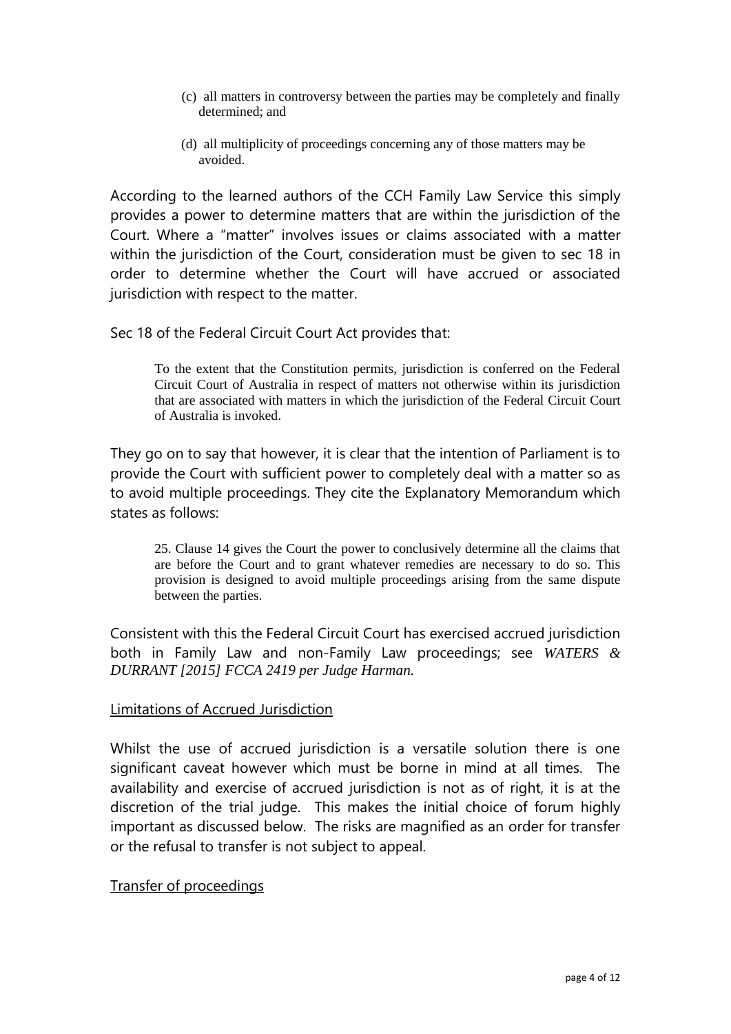(c) all matters in controversy between the parties may be completely and finally determined; and

(d) all multiplicity of proceedings concerning any of those matters may be avoided.

According to the learned authors of the CCH Family Law Service this simply provides a power to determine matters that are within the jurisdiction of the Court. Where a "matter" involves issues or claims associated with a matter within the jurisdiction of the Court, consideration must be given to sec 18 in order to determine whether the Court will have accrued or associated jurisdiction with respect to the matter.

Sec 18 of the Federal Circuit Court Act provides that:

> To the extent that the Constitution permits, jurisdiction is conferred on the Federal Circuit Court of Australia in respect of matters not otherwise within its jurisdiction that are associated with matters in which the jurisdiction of the Federal Circuit Court of Australia is invoked.

They go on to say that however, it is clear that the intention of Parliament is to provide the Court with sufficient power to completely deal with a matter so as to avoid multiple proceedings. They cite the Explanatory Memorandum which states as follows:

> 25. Clause 14 gives the Court the power to conclusively determine all the claims that are before the Court and to grant whatever remedies are necessary to do so. This provision is designed to avoid multiple proceedings arising from the same dispute between the parties.

Consistent with this the Federal Circuit Court has exercised accrued jurisdiction both in Family Law and non-Family Law proceedings; see *WATERS & DURRANT [2015] FCCA 2419 per Judge Harman.*

<u>Limitations of Accrued Jurisdiction</u>

Whilst the use of accrued jurisdiction is a versatile solution there is one significant caveat however which must be borne in mind at all times. The availability and exercise of accrued jurisdiction is not as of right, it is at the discretion of the trial judge. This makes the initial choice of forum highly important as discussed below. The risks are magnified as an order for transfer or the refusal to transfer is not subject to appeal.

<u>Transfer of proceedings</u>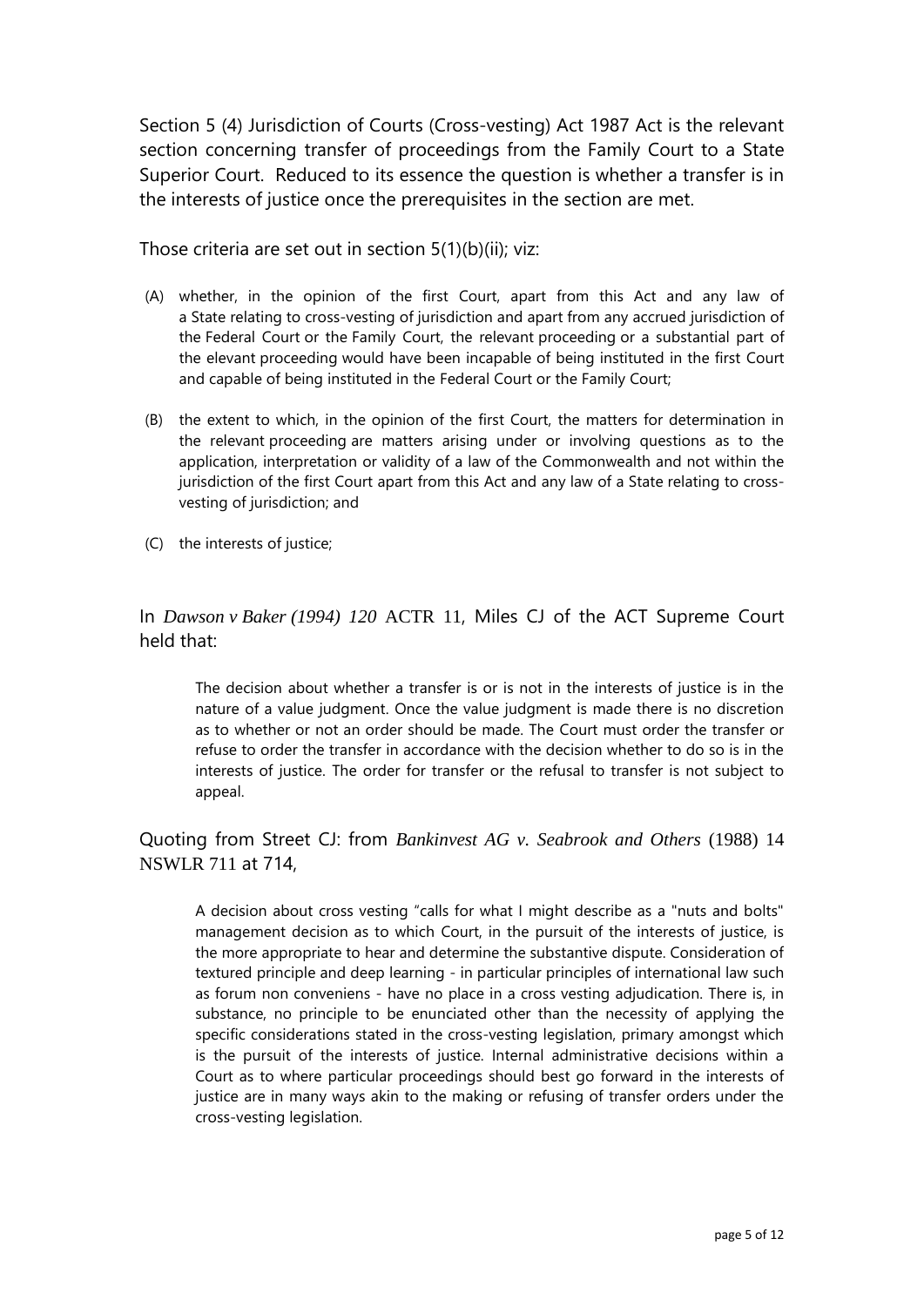Section 5 (4) Jurisdiction of Courts (Cross-vesting) Act 1987 Act is the relevant section concerning transfer of proceedings from the Family Court to a State Superior Court. Reduced to its essence the question is whether a transfer is in the interests of justice once the prerequisites in the section are met.

Those criteria are set out in section 5(1)(b)(ii); viz:

(A) whether, in the opinion of the first Court, apart from this Act and any law of a State relating to cross-vesting of jurisdiction and apart from any accrued jurisdiction of the Federal Court or the Family Court, the relevant proceeding or a substantial part of the elevant proceeding would have been incapable of being instituted in the first Court and capable of being instituted in the Federal Court or the Family Court;

(B) the extent to which, in the opinion of the first Court, the matters for determination in the relevant proceeding are matters arising under or involving questions as to the application, interpretation or validity of a law of the Commonwealth and not within the jurisdiction of the first Court apart from this Act and any law of a State relating to cross-vesting of jurisdiction; and

(C) the interests of justice;

In *Dawson v Baker (1994) 120* ACTR 11, Miles CJ of the ACT Supreme Court held that:

> The decision about whether a transfer is or is not in the interests of justice is in the nature of a value judgment. Once the value judgment is made there is no discretion as to whether or not an order should be made. The Court must order the transfer or refuse to order the transfer in accordance with the decision whether to do so is in the interests of justice. The order for transfer or the refusal to transfer is not subject to appeal.

Quoting from Street CJ: from *Bankinvest AG v. Seabrook and Others* (1988) 14 NSWLR 711 at 714,

> A decision about cross vesting "calls for what I might describe as a "nuts and bolts" management decision as to which Court, in the pursuit of the interests of justice, is the more appropriate to hear and determine the substantive dispute. Consideration of textured principle and deep learning - in particular principles of international law such as forum non conveniens - have no place in a cross vesting adjudication. There is, in substance, no principle to be enunciated other than the necessity of applying the specific considerations stated in the cross-vesting legislation, primary amongst which is the pursuit of the interests of justice. Internal administrative decisions within a Court as to where particular proceedings should best go forward in the interests of justice are in many ways akin to the making or refusing of transfer orders under the cross-vesting legislation.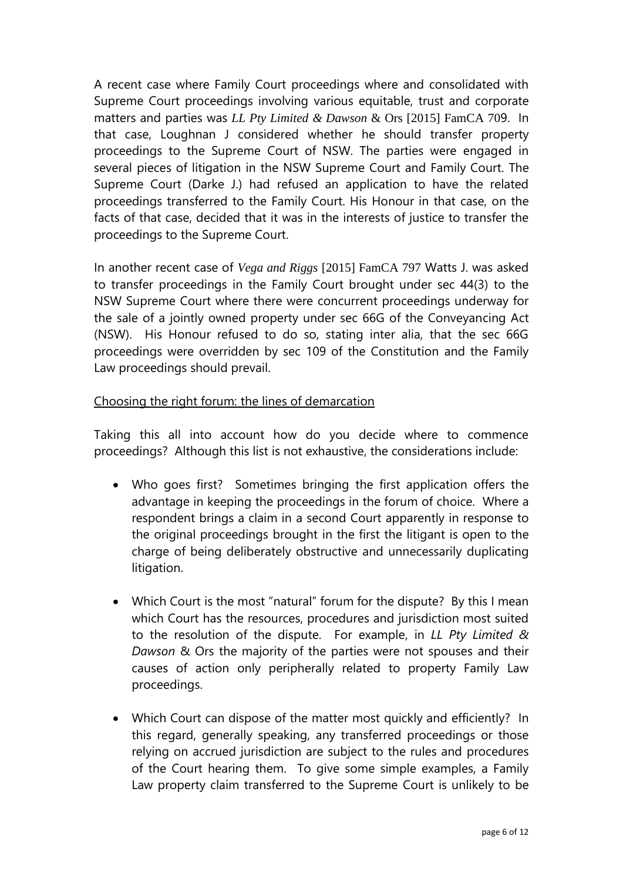A recent case where Family Court proceedings where and consolidated with Supreme Court proceedings involving various equitable, trust and corporate matters and parties was *LL Pty Limited & Dawson* & Ors [2015] FamCA 709. In that case, Loughnan J considered whether he should transfer property proceedings to the Supreme Court of NSW. The parties were engaged in several pieces of litigation in the NSW Supreme Court and Family Court. The Supreme Court (Darke J.) had refused an application to have the related proceedings transferred to the Family Court. His Honour in that case, on the facts of that case, decided that it was in the interests of justice to transfer the proceedings to the Supreme Court.

In another recent case of *Vega and Riggs* [2015] FamCA 797 Watts J. was asked to transfer proceedings in the Family Court brought under sec 44(3) to the NSW Supreme Court where there were concurrent proceedings underway for the sale of a jointly owned property under sec 66G of the Conveyancing Act (NSW). His Honour refused to do so, stating inter alia, that the sec 66G proceedings were overridden by sec 109 of the Constitution and the Family Law proceedings should prevail.

<u>Choosing the right forum: the lines of demarcation</u>

Taking this all into account how do you decide where to commence proceedings? Although this list is not exhaustive, the considerations include:

- Who goes first? Sometimes bringing the first application offers the advantage in keeping the proceedings in the forum of choice. Where a respondent brings a claim in a second Court apparently in response to the original proceedings brought in the first the litigant is open to the charge of being deliberately obstructive and unnecessarily duplicating litigation.

- Which Court is the most "natural" forum for the dispute? By this I mean which Court has the resources, procedures and jurisdiction most suited to the resolution of the dispute. For example, in *LL Pty Limited & Dawson* & Ors the majority of the parties were not spouses and their causes of action only peripherally related to property Family Law proceedings.

- Which Court can dispose of the matter most quickly and efficiently? In this regard, generally speaking, any transferred proceedings or those relying on accrued jurisdiction are subject to the rules and procedures of the Court hearing them. To give some simple examples, a Family Law property claim transferred to the Supreme Court is unlikely to be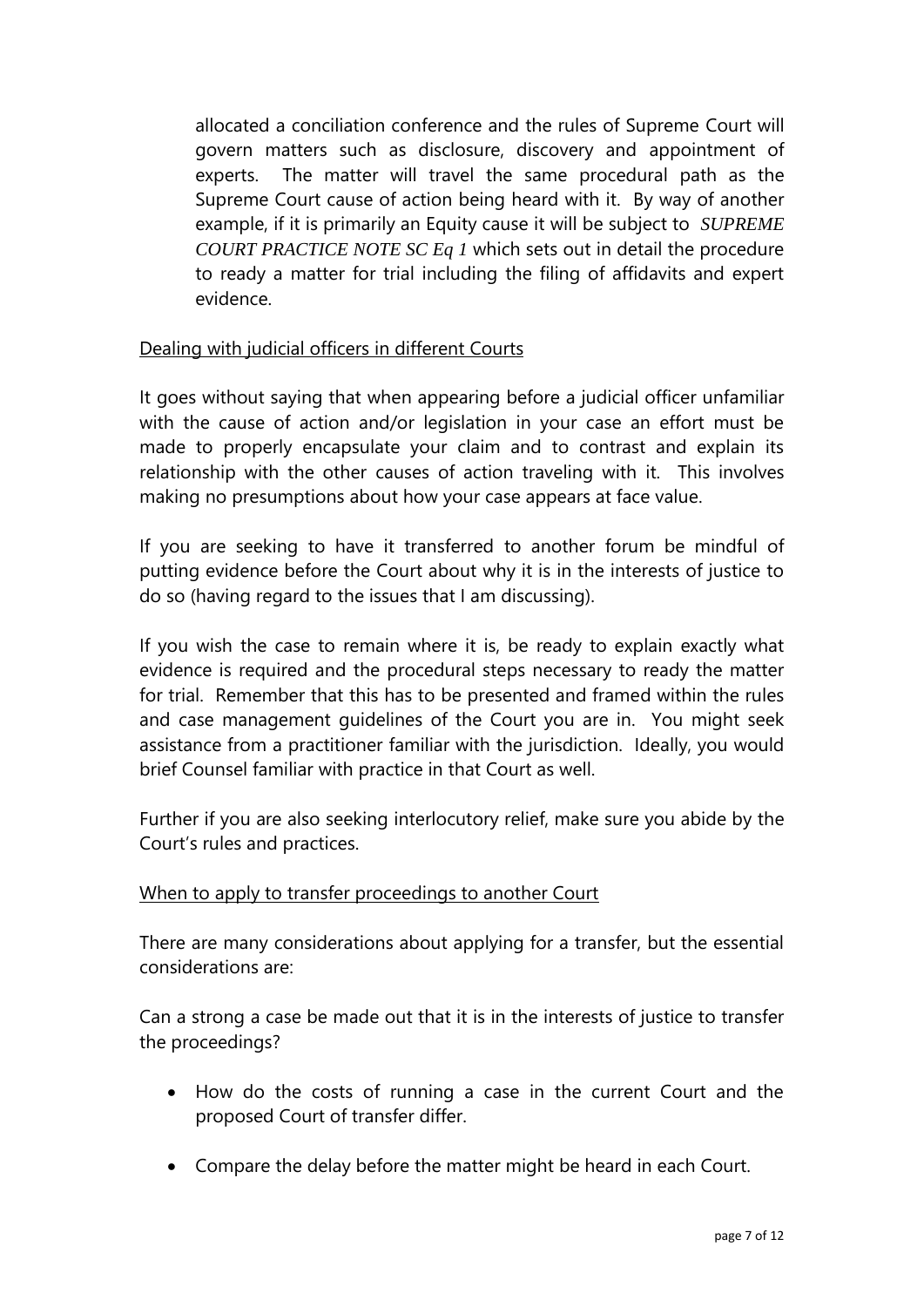allocated a conciliation conference and the rules of Supreme Court will govern matters such as disclosure, discovery and appointment of experts. The matter will travel the same procedural path as the Supreme Court cause of action being heard with it. By way of another example, if it is primarily an Equity cause it will be subject to *SUPREME COURT PRACTICE NOTE SC Eq 1* which sets out in detail the procedure to ready a matter for trial including the filing of affidavits and expert evidence.

<u>Dealing with judicial officers in different Courts</u>

It goes without saying that when appearing before a judicial officer unfamiliar with the cause of action and/or legislation in your case an effort must be made to properly encapsulate your claim and to contrast and explain its relationship with the other causes of action traveling with it. This involves making no presumptions about how your case appears at face value.

If you are seeking to have it transferred to another forum be mindful of putting evidence before the Court about why it is in the interests of justice to do so (having regard to the issues that I am discussing).

If you wish the case to remain where it is, be ready to explain exactly what evidence is required and the procedural steps necessary to ready the matter for trial. Remember that this has to be presented and framed within the rules and case management guidelines of the Court you are in. You might seek assistance from a practitioner familiar with the jurisdiction. Ideally, you would brief Counsel familiar with practice in that Court as well.

Further if you are also seeking interlocutory relief, make sure you abide by the Court's rules and practices.

<u>When to apply to transfer proceedings to another Court</u>

There are many considerations about applying for a transfer, but the essential considerations are:

Can a strong a case be made out that it is in the interests of justice to transfer the proceedings?

- How do the costs of running a case in the current Court and the proposed Court of transfer differ.
- Compare the delay before the matter might be heard in each Court.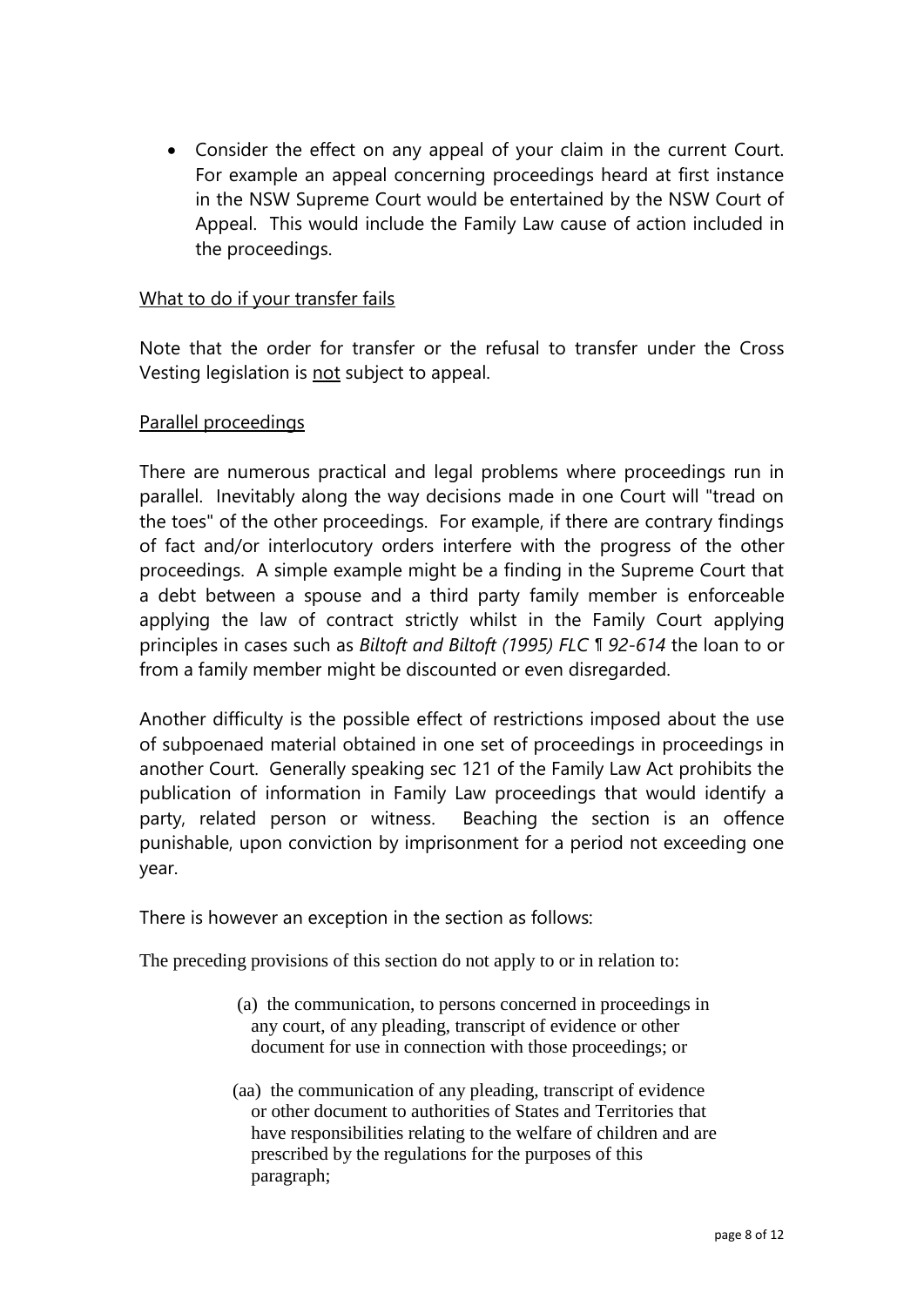- Consider the effect on any appeal of your claim in the current Court. For example an appeal concerning proceedings heard at first instance in the NSW Supreme Court would be entertained by the NSW Court of Appeal. This would include the Family Law cause of action included in the proceedings.

What to do if your transfer fails

Note that the order for transfer or the refusal to transfer under the Cross Vesting legislation is not subject to appeal.

Parallel proceedings

There are numerous practical and legal problems where proceedings run in parallel. Inevitably along the way decisions made in one Court will "tread on the toes" of the other proceedings. For example, if there are contrary findings of fact and/or interlocutory orders interfere with the progress of the other proceedings. A simple example might be a finding in the Supreme Court that a debt between a spouse and a third party family member is enforceable applying the law of contract strictly whilst in the Family Court applying principles in cases such as *Biltoft and Biltoft (1995) FLC ¶ 92-614* the loan to or from a family member might be discounted or even disregarded.

Another difficulty is the possible effect of restrictions imposed about the use of subpoenaed material obtained in one set of proceedings in proceedings in another Court. Generally speaking sec 121 of the Family Law Act prohibits the publication of information in Family Law proceedings that would identify a party, related person or witness. Beaching the section is an offence punishable, upon conviction by imprisonment for a period not exceeding one year.

There is however an exception in the section as follows:

The preceding provisions of this section do not apply to or in relation to:

> (a) the communication, to persons concerned in proceedings in any court, of any pleading, transcript of evidence or other document for use in connection with those proceedings; or
>
> (aa) the communication of any pleading, transcript of evidence or other document to authorities of States and Territories that have responsibilities relating to the welfare of children and are prescribed by the regulations for the purposes of this paragraph;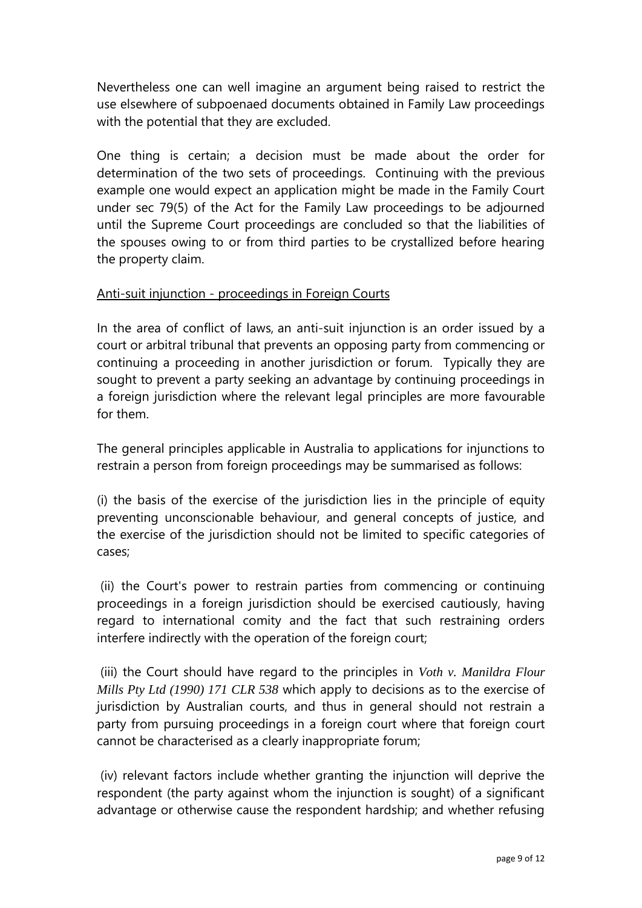Nevertheless one can well imagine an argument being raised to restrict the use elsewhere of subpoenaed documents obtained in Family Law proceedings with the potential that they are excluded.

One thing is certain; a decision must be made about the order for determination of the two sets of proceedings. Continuing with the previous example one would expect an application might be made in the Family Court under sec 79(5) of the Act for the Family Law proceedings to be adjourned until the Supreme Court proceedings are concluded so that the liabilities of the spouses owing to or from third parties to be crystallized before hearing the property claim.

Anti-suit injunction - proceedings in Foreign Courts

In the area of conflict of laws, an anti-suit injunction is an order issued by a court or arbitral tribunal that prevents an opposing party from commencing or continuing a proceeding in another jurisdiction or forum. Typically they are sought to prevent a party seeking an advantage by continuing proceedings in a foreign jurisdiction where the relevant legal principles are more favourable for them.

The general principles applicable in Australia to applications for injunctions to restrain a person from foreign proceedings may be summarised as follows:

(i) the basis of the exercise of the jurisdiction lies in the principle of equity preventing unconscionable behaviour, and general concepts of justice, and the exercise of the jurisdiction should not be limited to specific categories of cases;

(ii) the Court's power to restrain parties from commencing or continuing proceedings in a foreign jurisdiction should be exercised cautiously, having regard to international comity and the fact that such restraining orders interfere indirectly with the operation of the foreign court;

(iii) the Court should have regard to the principles in *Voth v. Manildra Flour Mills Pty Ltd (1990) 171 CLR 538* which apply to decisions as to the exercise of jurisdiction by Australian courts, and thus in general should not restrain a party from pursuing proceedings in a foreign court where that foreign court cannot be characterised as a clearly inappropriate forum;

(iv) relevant factors include whether granting the injunction will deprive the respondent (the party against whom the injunction is sought) of a significant advantage or otherwise cause the respondent hardship; and whether refusing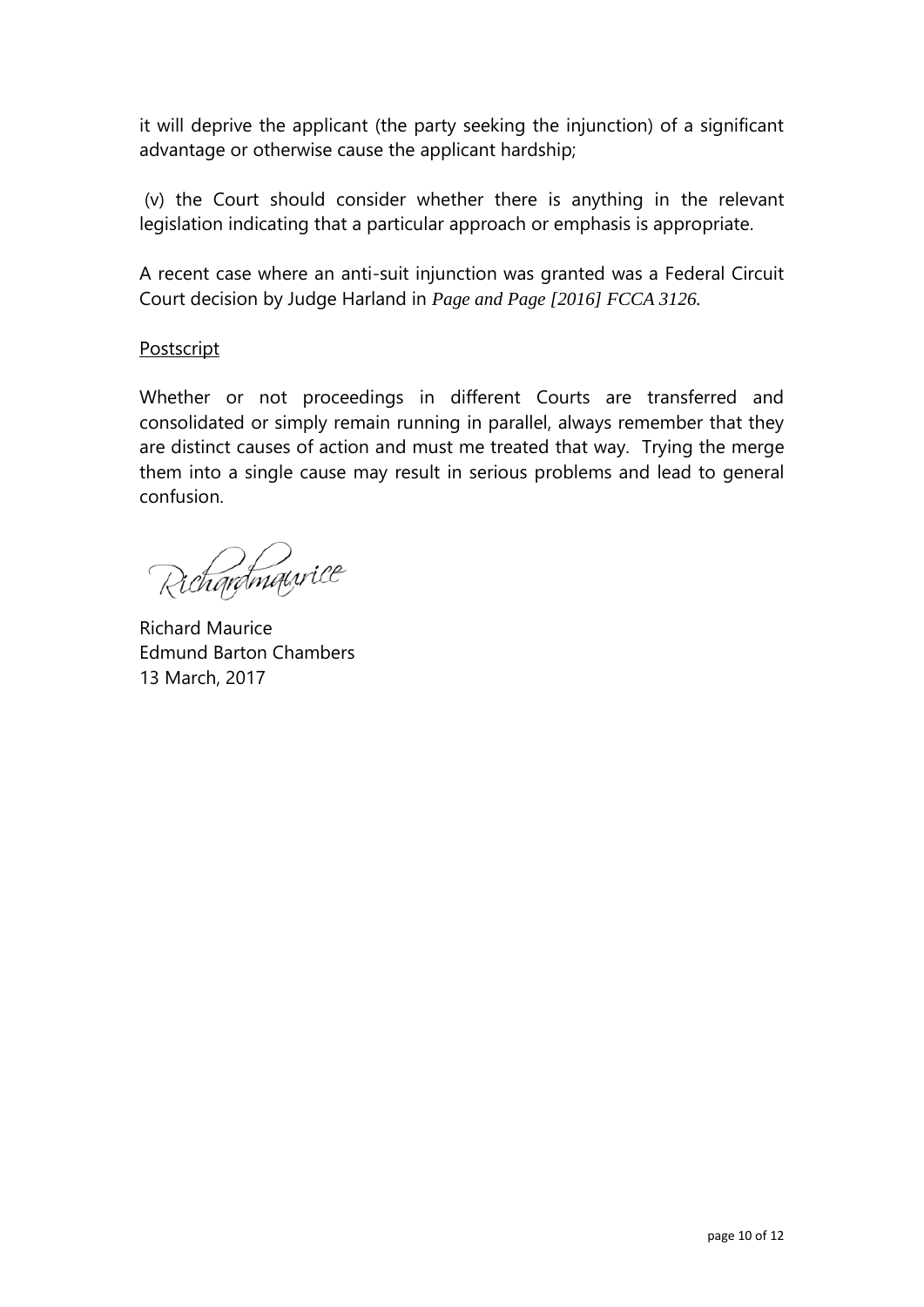it will deprive the applicant (the party seeking the injunction) of a significant advantage or otherwise cause the applicant hardship;

(v) the Court should consider whether there is anything in the relevant legislation indicating that a particular approach or emphasis is appropriate.

A recent case where an anti-suit injunction was granted was a Federal Circuit Court decision by Judge Harland in *Page and Page [2016] FCCA 3126*.

<u>Postscript</u>

Whether or not proceedings in different Courts are transferred and consolidated or simply remain running in parallel, always remember that they are distinct causes of action and must me treated that way. Trying the merge them into a single cause may result in serious problems and lead to general confusion.

Richardmaurice

Richard Maurice
Edmund Barton Chambers
13 March, 2017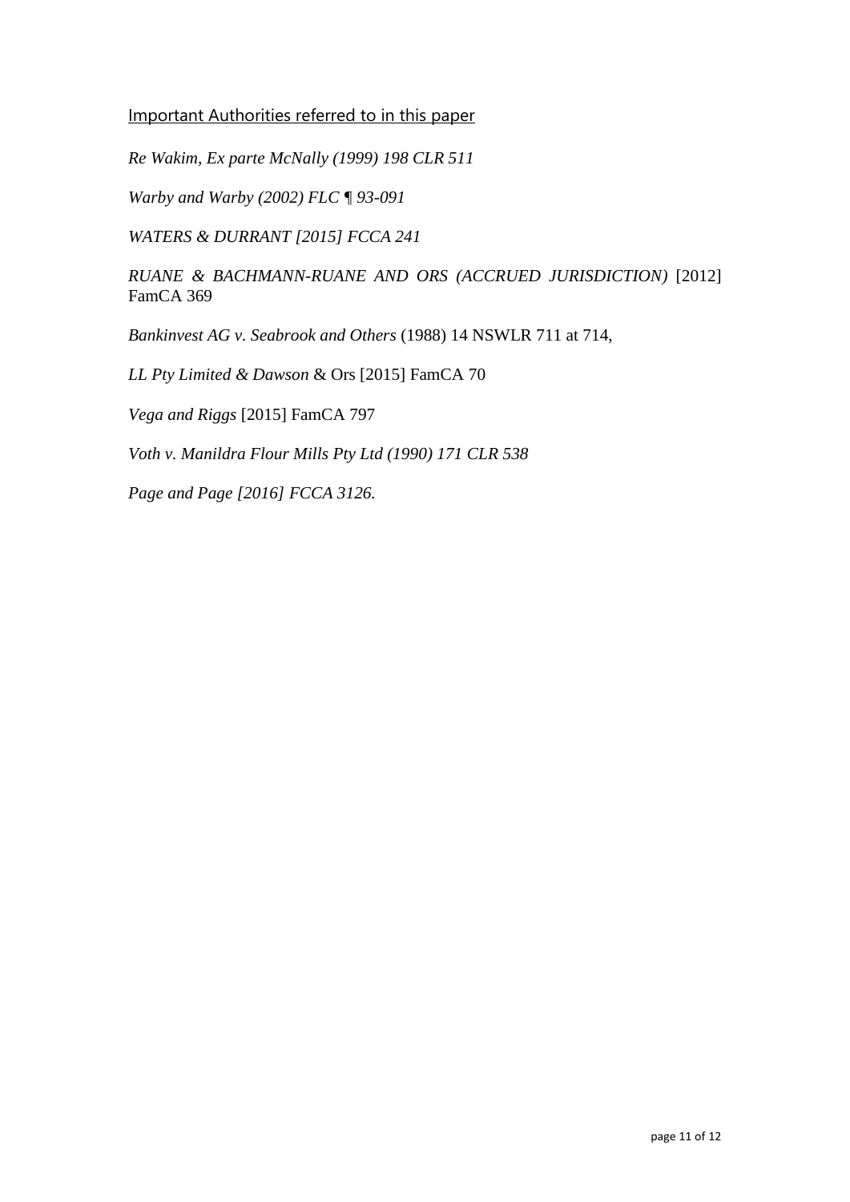Important Authorities referred to in this paper

*Re Wakim, Ex parte McNally (1999) 198 CLR 511*

*Warby and Warby (2002) FLC ¶ 93-091*

*WATERS & DURRANT [2015] FCCA 241*

*RUANE & BACHMANN-RUANE AND ORS (ACCRUED JURISDICTION)* [2012] FamCA 369

*Bankinvest AG v. Seabrook and Others* (1988) 14 NSWLR 711 at 714,

*LL Pty Limited & Dawson* & Ors [2015] FamCA 70

*Vega and Riggs* [2015] FamCA 797

*Voth v. Manildra Flour Mills Pty Ltd (1990) 171 CLR 538*

*Page and Page [2016] FCCA 3126.*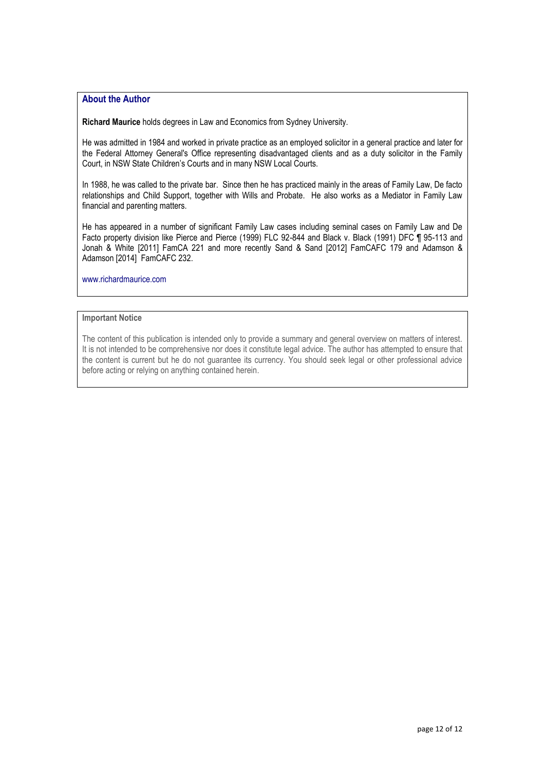## About the Author

**Richard Maurice** holds degrees in Law and Economics from Sydney University.

He was admitted in 1984 and worked in private practice as an employed solicitor in a general practice and later for the Federal Attorney General's Office representing disadvantaged clients and as a duty solicitor in the Family Court, in NSW State Children's Courts and in many NSW Local Courts.

In 1988, he was called to the private bar. Since then he has practiced mainly in the areas of Family Law, De facto relationships and Child Support, together with Wills and Probate. He also works as a Mediator in Family Law financial and parenting matters.

He has appeared in a number of significant Family Law cases including seminal cases on Family Law and De Facto property division like Pierce and Pierce (1999) FLC 92-844 and Black v. Black (1991) DFC ¶ 95-113 and Jonah & White [2011] FamCA 221 and more recently Sand & Sand [2012] FamCAFC 179 and Adamson & Adamson [2014] FamCAFC 232.

www.richardmaurice.com

**Important Notice**

The content of this publication is intended only to provide a summary and general overview on matters of interest. It is not intended to be comprehensive nor does it constitute legal advice. The author has attempted to ensure that the content is current but he do not guarantee its currency. You should seek legal or other professional advice before acting or relying on anything contained herein.